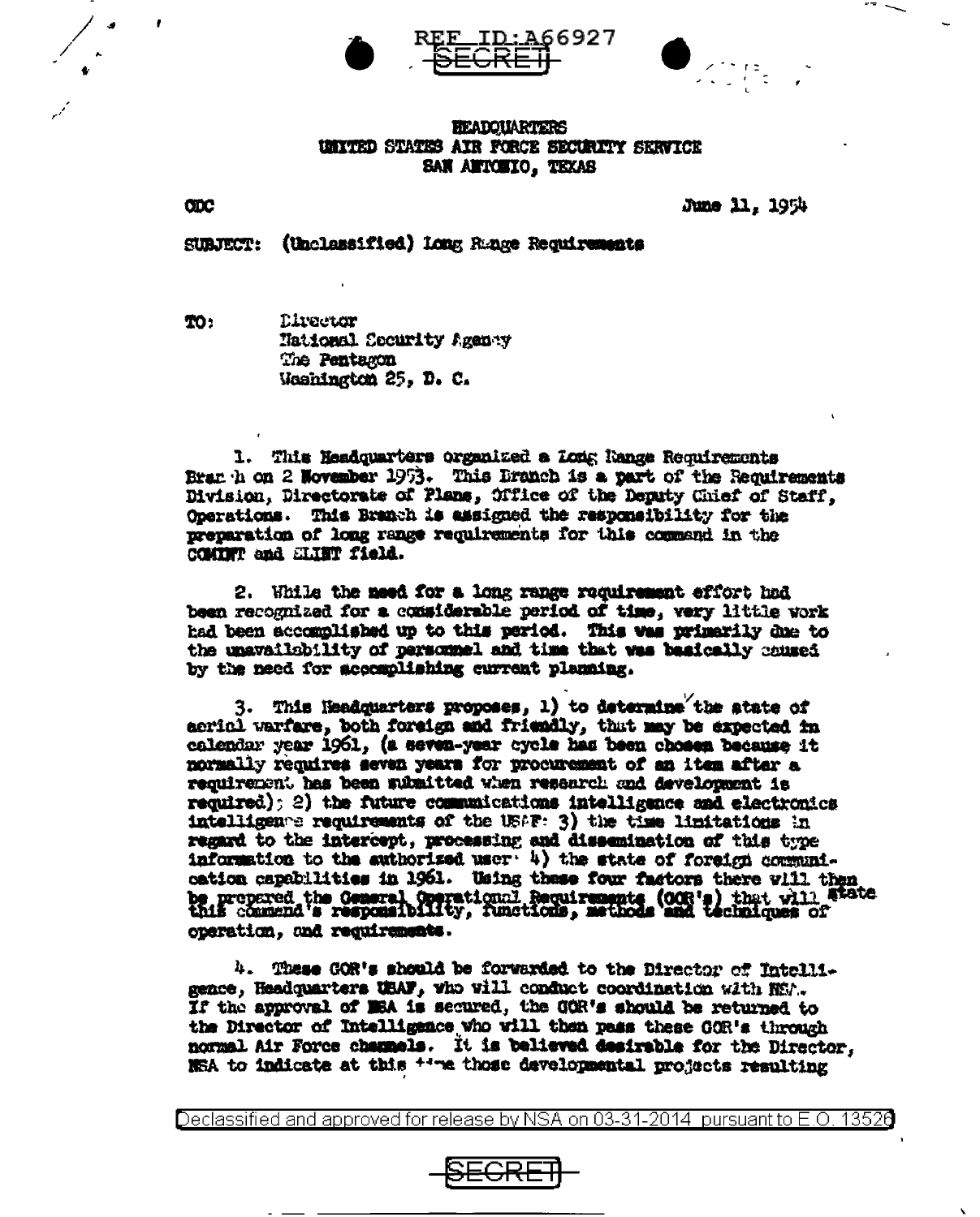REF ID:A66927
~~SECRET~~

HEADQUARTERS
UNITED STATES AIR FORCE SECURITY SERVICE
SAN ANTONIO, TEXAS

ODC

June 11, 1954

SUBJECT: (Unclassified) Long Range Requirements

TO: Director
National Security Agency
The Pentagon
Washington 25, D. C.

1. This Headquarters organized a Long Range Requirements Branch on 2 November 1953. This Branch is a part of the Requirements Division, Directorate of Plans, Office of the Deputy Chief of Staff, Operations. This Branch is assigned the responsibility for the preparation of long range requirements for this command in the COMINT and ELINT field.

2. While the need for a long range requirement effort had been recognized for a considerable period of time, very little work had been accomplished up to this period. This was primarily due to the unavailability of personnel and time that was basically caused by the need for accomplishing current planning.

3. This Headquarters proposes, 1) to determine the state of aerial warfare, both foreign and friendly, that may be expected in calendar year 1961, (a seven-year cycle has been chosen because it normally requires seven years for procurement of an item after a requirement has been submitted when research and development is required); 2) the future communications intelligence and electronics intelligence requirements of the USAF; 3) the time limitations in regard to the intercept, processing and dissemination of this type information to the authorized user; 4) the state of foreign communication capabilities in 1961. Using these four factors there will then be prepared the General Operational Requirements (GOR's) that will state this command's responsibility, functions, methods and techniques of operation, and requirements.

4. These GOR's should be forwarded to the Director of Intelligence, Headquarters USAF, who will conduct coordination with NSA. If the approval of NSA is secured, the GOR's should be returned to the Director of Intelligence who will then pass these GOR's through normal Air Force channels. It is believed desirable for the Director, NSA to indicate at this time those developmental projects resulting

Declassified and approved for release by NSA on 03-31-2014 pursuant to E.O. 13526

~~SECRET~~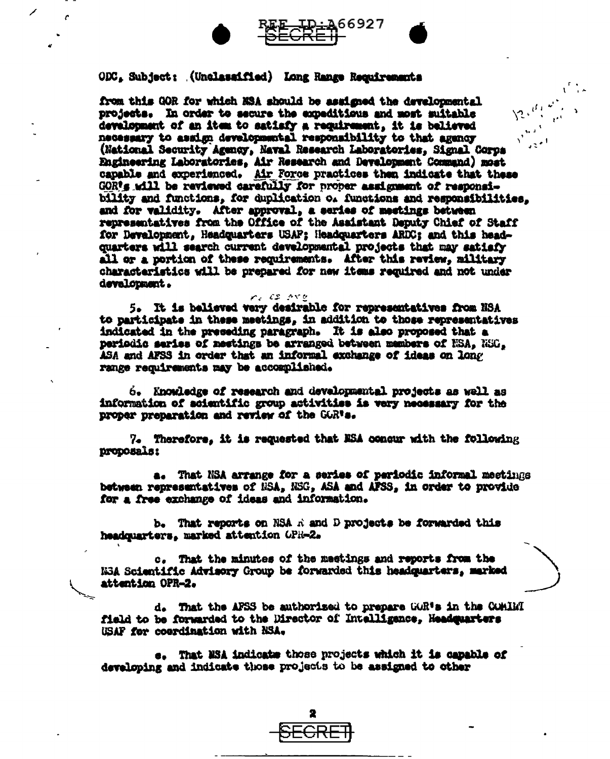ODC, Subject: (Unclassified) Long Range Requirements

from this GOR for which NSA should be assigned the developmental projects. In order to secure the expeditious and most suitable development of an item to satisfy a requirement, it is believed necessary to assign developmental responsibility to that agency (National Security Agency, Naval Research Laboratories, Signal Corps Engineering Laboratories, Air Research and Development Command) most capable and experienced. Air Force practices then indicate that these GOR's will be reviewed carefully for proper assignment of responsibility and functions, for duplication of functions and responsibilities, and for validity. After approval, a series of meetings between representatives from the Office of the Assistant Deputy Chief of Staff for Development, Headquarters USAF; Headquarters ARDC; and this headquarters will search current developmental projects that may satisfy all or a portion of these requirements. After this review, military characteristics will be prepared for new items required and not under development.

5. It is believed very desirable for representatives from NSA to participate in these meetings, in addition to those representatives indicated in the preceding paragraph. It is also proposed that a periodic series of meetings be arranged between members of NSA, NSG, ASA and AFSS in order that an informal exchange of ideas on long range requirements may be accomplished.

6. Knowledge of research and developmental projects as well as information of scientific group activities is very necessary for the proper preparation and review of the GOR's.

7. Therefore, it is requested that NSA concur with the following proposals:

a. That NSA arrange for a series of periodic informal meetings between representatives of NSA, NSG, ASA and AFSS, in order to provide for a free exchange of ideas and information.

b. That reports on NSA R and D projects be forwarded this headquarters, marked attention OPR-2.

c. That the minutes of the meetings and reports from the NSA Scientific Advisory Group be forwarded this headquarters, marked attention OPR-2.

d. That the AFSS be authorized to prepare GOR's in the COMINT field to be forwarded to the Director of Intelligence, Headquarters USAF for coordination with NSA.

e. That NSA indicate those projects which it is capable of developing and indicate those projects to be assigned to other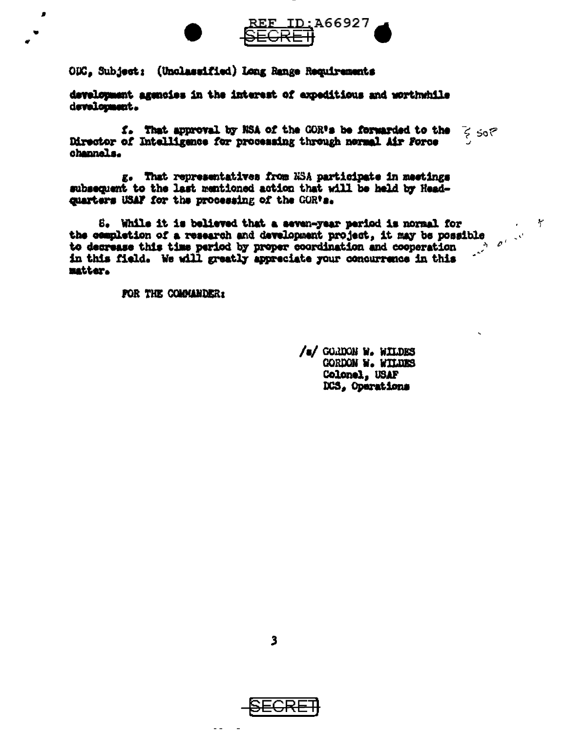ODC, Subject: (Unclassified) Long Range Requirements

development agencies in the interest of expeditious and worthwhile development.

f. That approval by NSA of the COR's be forwarded to the Director of Intelligence for processing through normal Air Force channels.

g. That representatives from NSA participate in meetings subsequent to the last mentioned action that will be held by Headquarters USAF for the processing of the COR's.

8. While it is believed that a seven-year period is normal for the completion of a research and development project, it may be possible to decrease this time period by proper coordination and cooperation in this field. We will greatly appreciate your concurrence in this matter.

FOR THE COMMANDER:

/s/ GORDON W. WILDES
GORDON W. WILDES
Colonel, USAF
DCS, Operations